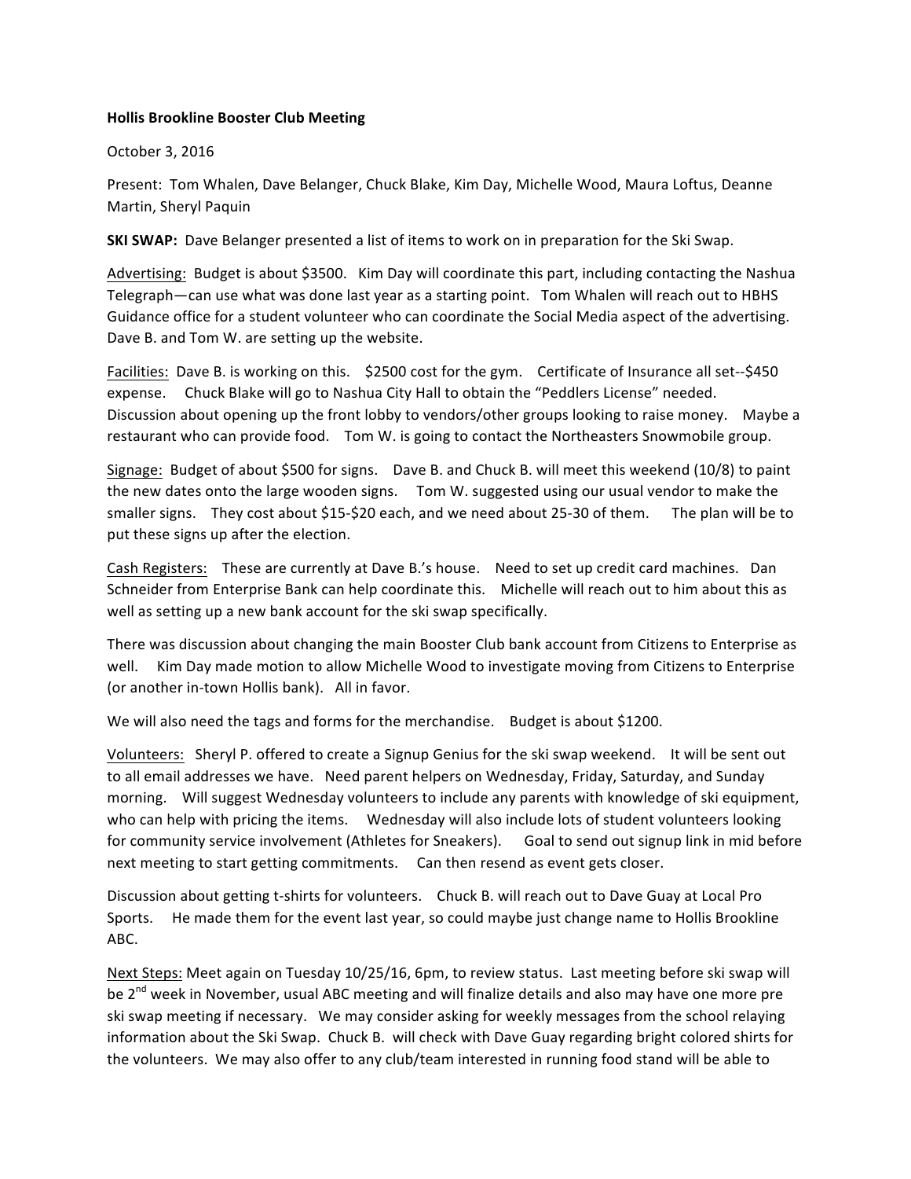**Hollis Brookline Booster Club Meeting**

October 3, 2016

Present: Tom Whalen, Dave Belanger, Chuck Blake, Kim Day, Michelle Wood, Maura Loftus, Deanne Martin, Sheryl Paquin

**SKI SWAP:** Dave Belanger presented a list of items to work on in preparation for the Ski Swap.

Advertising: Budget is about $3500. Kim Day will coordinate this part, including contacting the Nashua Telegraph—can use what was done last year as a starting point. Tom Whalen will reach out to HBHS Guidance office for a student volunteer who can coordinate the Social Media aspect of the advertising. Dave B. and Tom W. are setting up the website.

Facilities: Dave B. is working on this. $2500 cost for the gym. Certificate of Insurance all set--$450 expense. Chuck Blake will go to Nashua City Hall to obtain the "Peddlers License" needed. Discussion about opening up the front lobby to vendors/other groups looking to raise money. Maybe a restaurant who can provide food. Tom W. is going to contact the Northeasters Snowmobile group.

Signage: Budget of about $500 for signs. Dave B. and Chuck B. will meet this weekend (10/8) to paint the new dates onto the large wooden signs. Tom W. suggested using our usual vendor to make the smaller signs. They cost about $15-$20 each, and we need about 25-30 of them. The plan will be to put these signs up after the election.

Cash Registers: These are currently at Dave B.'s house. Need to set up credit card machines. Dan Schneider from Enterprise Bank can help coordinate this. Michelle will reach out to him about this as well as setting up a new bank account for the ski swap specifically.

There was discussion about changing the main Booster Club bank account from Citizens to Enterprise as well. Kim Day made motion to allow Michelle Wood to investigate moving from Citizens to Enterprise (or another in-town Hollis bank). All in favor.

We will also need the tags and forms for the merchandise. Budget is about $1200.

Volunteers: Sheryl P. offered to create a Signup Genius for the ski swap weekend. It will be sent out to all email addresses we have. Need parent helpers on Wednesday, Friday, Saturday, and Sunday morning. Will suggest Wednesday volunteers to include any parents with knowledge of ski equipment, who can help with pricing the items. Wednesday will also include lots of student volunteers looking for community service involvement (Athletes for Sneakers). Goal to send out signup link in mid before next meeting to start getting commitments. Can then resend as event gets closer.

Discussion about getting t-shirts for volunteers. Chuck B. will reach out to Dave Guay at Local Pro Sports. He made them for the event last year, so could maybe just change name to Hollis Brookline ABC.

Next Steps: Meet again on Tuesday 10/25/16, 6pm, to review status. Last meeting before ski swap will be 2nd week in November, usual ABC meeting and will finalize details and also may have one more pre ski swap meeting if necessary. We may consider asking for weekly messages from the school relaying information about the Ski Swap. Chuck B. will check with Dave Guay regarding bright colored shirts for the volunteers. We may also offer to any club/team interested in running food stand will be able to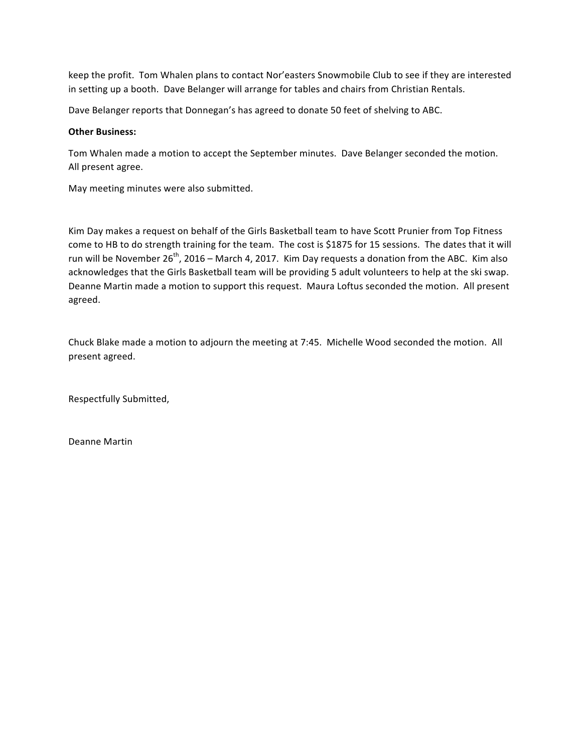keep the profit. Tom Whalen plans to contact Nor'easters Snowmobile Club to see if they are interested in setting up a booth. Dave Belanger will arrange for tables and chairs from Christian Rentals.

Dave Belanger reports that Donnegan's has agreed to donate 50 feet of shelving to ABC.

**Other Business:**

Tom Whalen made a motion to accept the September minutes. Dave Belanger seconded the motion. All present agree.

May meeting minutes were also submitted.

Kim Day makes a request on behalf of the Girls Basketball team to have Scott Prunier from Top Fitness come to HB to do strength training for the team. The cost is $1875 for 15 sessions. The dates that it will run will be November 26th, 2016 – March 4, 2017. Kim Day requests a donation from the ABC. Kim also acknowledges that the Girls Basketball team will be providing 5 adult volunteers to help at the ski swap. Deanne Martin made a motion to support this request. Maura Loftus seconded the motion. All present agreed.

Chuck Blake made a motion to adjourn the meeting at 7:45. Michelle Wood seconded the motion. All present agreed.

Respectfully Submitted,

Deanne Martin